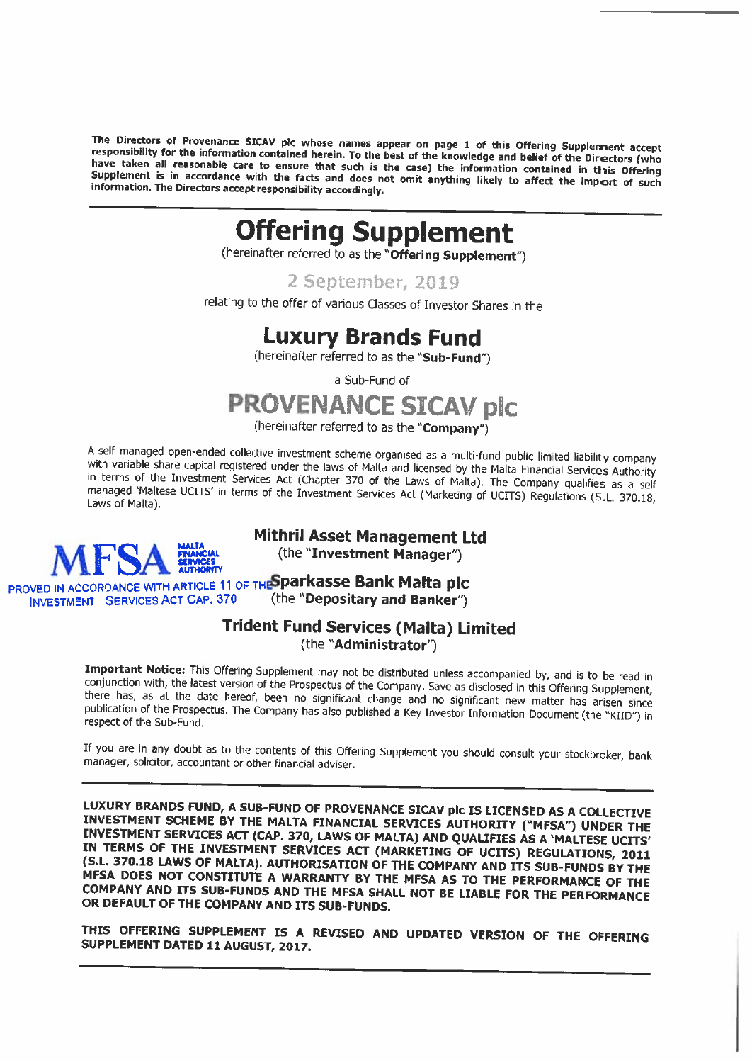**The Directors of Provenance SICAV plc whose names appear on page 1 of this Offering Supplement accept responsibility for the information contained herein. To the best of the knowledge and belief of the Directors (who have taken all reasonable care to ensure that such is the case) the information contained in this Offering Supplement is in accordance with the facts and does not omit anything likely to affect the import of such information. The Directors accept responsibility accordingly.**

---

# Offering Supplement

(hereinafter referred to as the "**Offering Supplement**")

## 2 September, 2019

relating to the offer of various Classes of Investor Shares in the

# Luxury Brands Fund

(hereinafter referred to as the "**Sub-Fund**")

a Sub-Fund of

# PROVENANCE SICAV plc

(hereinafter referred to as the "**Company**")

A self managed open-ended collective investment scheme organised as a multi-fund public limited liability company with variable share capital registered under the laws of Malta and licensed by the Malta Financial Services Authority in terms of the Investment Services Act (Chapter 370 of the Laws of Malta). The Company qualifies as a self managed 'Maltese UCITS' in terms of the Investment Services Act (Marketing of UCITS) Regulations (S.L. 370.18, Laws of Malta).

MFSA MALTA FINANCIAL SERVICES AUTHORITY
APPROVED IN ACCORDANCE WITH ARTICLE 11 OF THE INVESTMENT SERVICES ACT CAP. 370

**Mithril Asset Management Ltd**
(the "**Investment Manager**")

**Sparkasse Bank Malta plc**
(the "**Depositary and Banker**")

**Trident Fund Services (Malta) Limited**
(the "**Administrator**")

**Important Notice:** This Offering Supplement may not be distributed unless accompanied by, and is to be read in conjunction with, the latest version of the Prospectus of the Company. Save as disclosed in this Offering Supplement, there has, as at the date hereof, been no significant change and no significant new matter has arisen since publication of the Prospectus. The Company has also published a Key Investor Information Document (the "KIID") in respect of the Sub-Fund.

If you are in any doubt as to the contents of this Offering Supplement you should consult your stockbroker, bank manager, solicitor, accountant or other financial adviser.

---

**LUXURY BRANDS FUND, A SUB-FUND OF PROVENANCE SICAV plc IS LICENSED AS A COLLECTIVE INVESTMENT SCHEME BY THE MALTA FINANCIAL SERVICES AUTHORITY ("MFSA") UNDER THE INVESTMENT SERVICES ACT (CAP. 370, LAWS OF MALTA) AND QUALIFIES AS A 'MALTESE UCITS' IN TERMS OF THE INVESTMENT SERVICES ACT (MARKETING OF UCITS) REGULATIONS, 2011 (S.L. 370.18 LAWS OF MALTA). AUTHORISATION OF THE COMPANY AND ITS SUB-FUNDS BY THE MFSA DOES NOT CONSTITUTE A WARRANTY BY THE MFSA AS TO THE PERFORMANCE OF THE COMPANY AND ITS SUB-FUNDS AND THE MFSA SHALL NOT BE LIABLE FOR THE PERFORMANCE OR DEFAULT OF THE COMPANY AND ITS SUB-FUNDS.**

**THIS OFFERING SUPPLEMENT IS A REVISED AND UPDATED VERSION OF THE OFFERING SUPPLEMENT DATED 11 AUGUST, 2017.**

---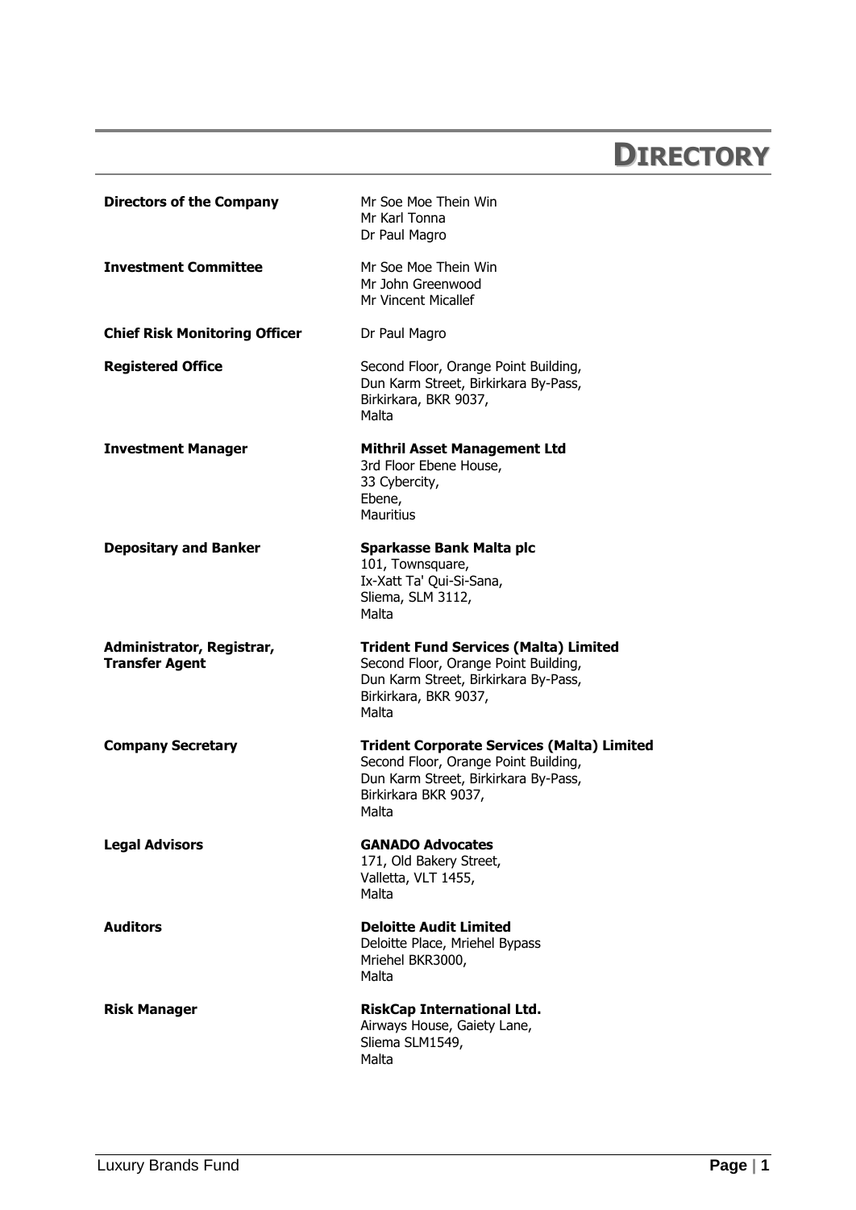# DIRECTORY

| | |
|---|---|
| **Directors of the Company** | Mr Soe Moe Thein Win<br>Mr Karl Tonna<br>Dr Paul Magro |
| **Investment Committee** | Mr Soe Moe Thein Win<br>Mr John Greenwood<br>Mr Vincent Micallef |
| **Chief Risk Monitoring Officer** | Dr Paul Magro |
| **Registered Office** | Second Floor, Orange Point Building,<br>Dun Karm Street, Birkirkara By-Pass,<br>Birkirkara, BKR 9037,<br>Malta |
| **Investment Manager** | **Mithril Asset Management Ltd**<br>3rd Floor Ebene House,<br>33 Cybercity,<br>Ebene,<br>Mauritius |
| **Depositary and Banker** | **Sparkasse Bank Malta plc**<br>101, Townsquare,<br>Ix-Xatt Ta' Qui-Si-Sana,<br>Sliema, SLM 3112,<br>Malta |
| **Administrator, Registrar, Transfer Agent** | **Trident Fund Services (Malta) Limited**<br>Second Floor, Orange Point Building,<br>Dun Karm Street, Birkirkara By-Pass,<br>Birkirkara, BKR 9037,<br>Malta |
| **Company Secretary** | **Trident Corporate Services (Malta) Limited**<br>Second Floor, Orange Point Building,<br>Dun Karm Street, Birkirkara By-Pass,<br>Birkirkara BKR 9037,<br>Malta |
| **Legal Advisors** | **GANADO Advocates**<br>171, Old Bakery Street,<br>Valletta, VLT 1455,<br>Malta |
| **Auditors** | **Deloitte Audit Limited**<br>Deloitte Place, Mriehel Bypass<br>Mriehel BKR3000,<br>Malta |
| **Risk Manager** | **RiskCap International Ltd.**<br>Airways House, Gaiety Lane,<br>Sliema SLM1549,<br>Malta |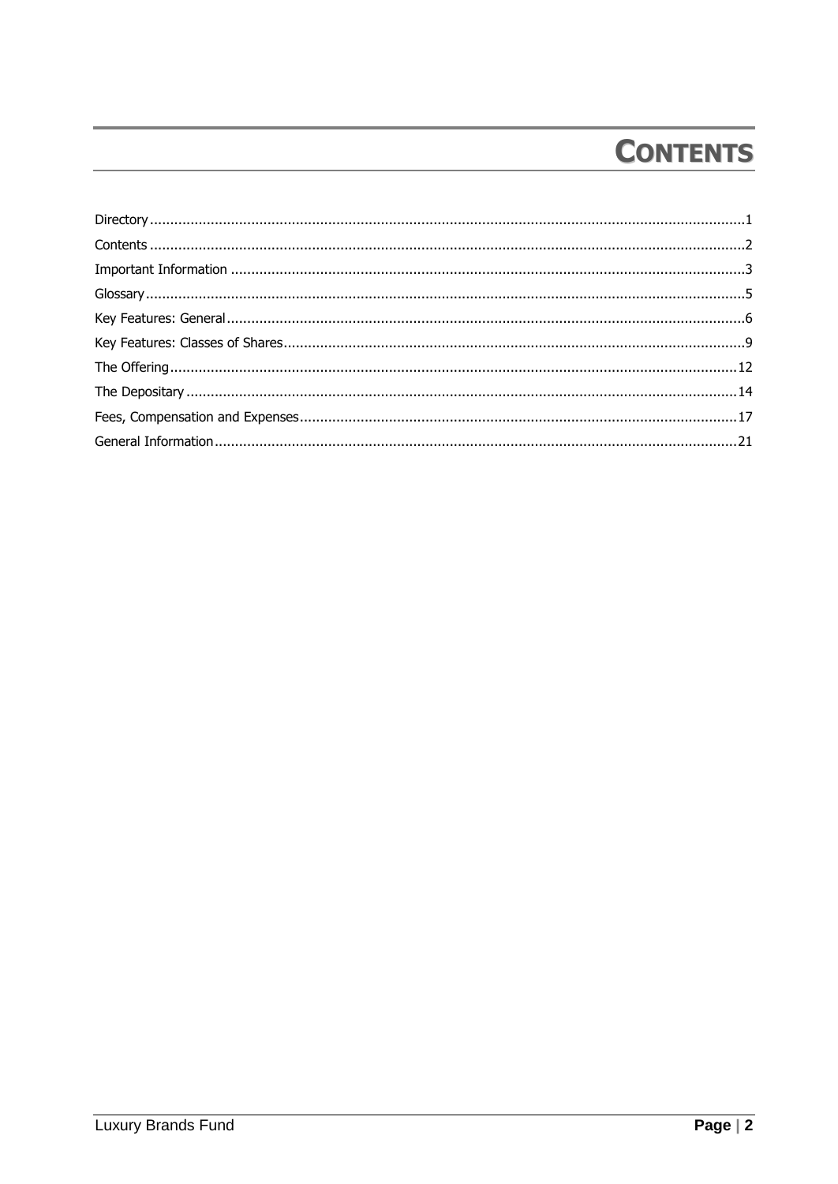# CONTENTS

| | |
|---|---|
| Directory | 1 |
| Contents | 2 |
| Important Information | 3 |
| Glossary | 5 |
| Key Features: General | 6 |
| Key Features: Classes of Shares | 9 |
| The Offering | 12 |
| The Depositary | 14 |
| Fees, Compensation and Expenses | 17 |
| General Information | 21 |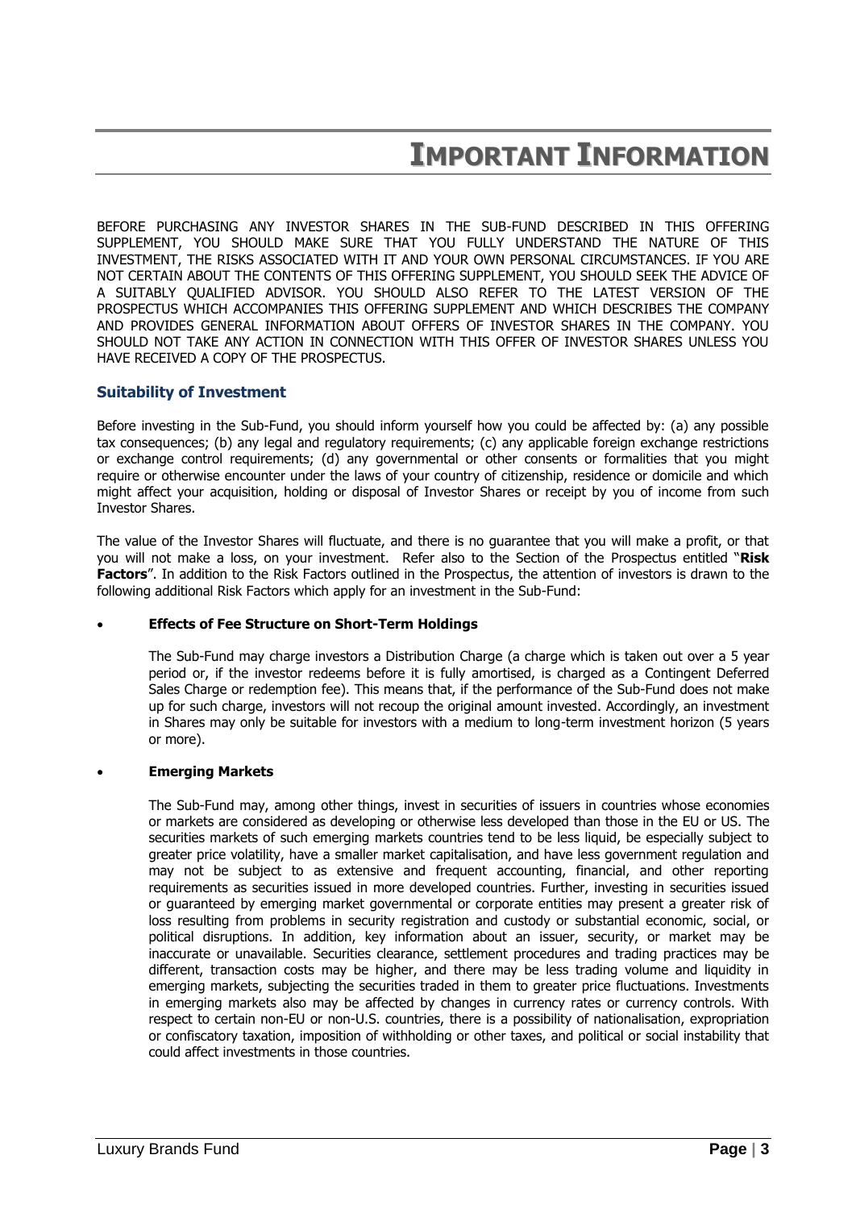# IMPORTANT INFORMATION

BEFORE PURCHASING ANY INVESTOR SHARES IN THE SUB-FUND DESCRIBED IN THIS OFFERING SUPPLEMENT, YOU SHOULD MAKE SURE THAT YOU FULLY UNDERSTAND THE NATURE OF THIS INVESTMENT, THE RISKS ASSOCIATED WITH IT AND YOUR OWN PERSONAL CIRCUMSTANCES. IF YOU ARE NOT CERTAIN ABOUT THE CONTENTS OF THIS OFFERING SUPPLEMENT, YOU SHOULD SEEK THE ADVICE OF A SUITABLY QUALIFIED ADVISOR. YOU SHOULD ALSO REFER TO THE LATEST VERSION OF THE PROSPECTUS WHICH ACCOMPANIES THIS OFFERING SUPPLEMENT AND WHICH DESCRIBES THE COMPANY AND PROVIDES GENERAL INFORMATION ABOUT OFFERS OF INVESTOR SHARES IN THE COMPANY. YOU SHOULD NOT TAKE ANY ACTION IN CONNECTION WITH THIS OFFER OF INVESTOR SHARES UNLESS YOU HAVE RECEIVED A COPY OF THE PROSPECTUS.

## Suitability of Investment

Before investing in the Sub-Fund, you should inform yourself how you could be affected by: (a) any possible tax consequences; (b) any legal and regulatory requirements; (c) any applicable foreign exchange restrictions or exchange control requirements; (d) any governmental or other consents or formalities that you might require or otherwise encounter under the laws of your country of citizenship, residence or domicile and which might affect your acquisition, holding or disposal of Investor Shares or receipt by you of income from such Investor Shares.

The value of the Investor Shares will fluctuate, and there is no guarantee that you will make a profit, or that you will not make a loss, on your investment. Refer also to the Section of the Prospectus entitled "**Risk Factors**". In addition to the Risk Factors outlined in the Prospectus, the attention of investors is drawn to the following additional Risk Factors which apply for an investment in the Sub-Fund:

- **Effects of Fee Structure on Short-Term Holdings**

  The Sub-Fund may charge investors a Distribution Charge (a charge which is taken out over a 5 year period or, if the investor redeems before it is fully amortised, is charged as a Contingent Deferred Sales Charge or redemption fee). This means that, if the performance of the Sub-Fund does not make up for such charge, investors will not recoup the original amount invested. Accordingly, an investment in Shares may only be suitable for investors with a medium to long-term investment horizon (5 years or more).

- **Emerging Markets**

  The Sub-Fund may, among other things, invest in securities of issuers in countries whose economies or markets are considered as developing or otherwise less developed than those in the EU or US. The securities markets of such emerging markets countries tend to be less liquid, be especially subject to greater price volatility, have a smaller market capitalisation, and have less government regulation and may not be subject to as extensive and frequent accounting, financial, and other reporting requirements as securities issued in more developed countries. Further, investing in securities issued or guaranteed by emerging market governmental or corporate entities may present a greater risk of loss resulting from problems in security registration and custody or substantial economic, social, or political disruptions. In addition, key information about an issuer, security, or market may be inaccurate or unavailable. Securities clearance, settlement procedures and trading practices may be different, transaction costs may be higher, and there may be less trading volume and liquidity in emerging markets, subjecting the securities traded in them to greater price fluctuations. Investments in emerging markets also may be affected by changes in currency rates or currency controls. With respect to certain non-EU or non-U.S. countries, there is a possibility of nationalisation, expropriation or confiscatory taxation, imposition of withholding or other taxes, and political or social instability that could affect investments in those countries.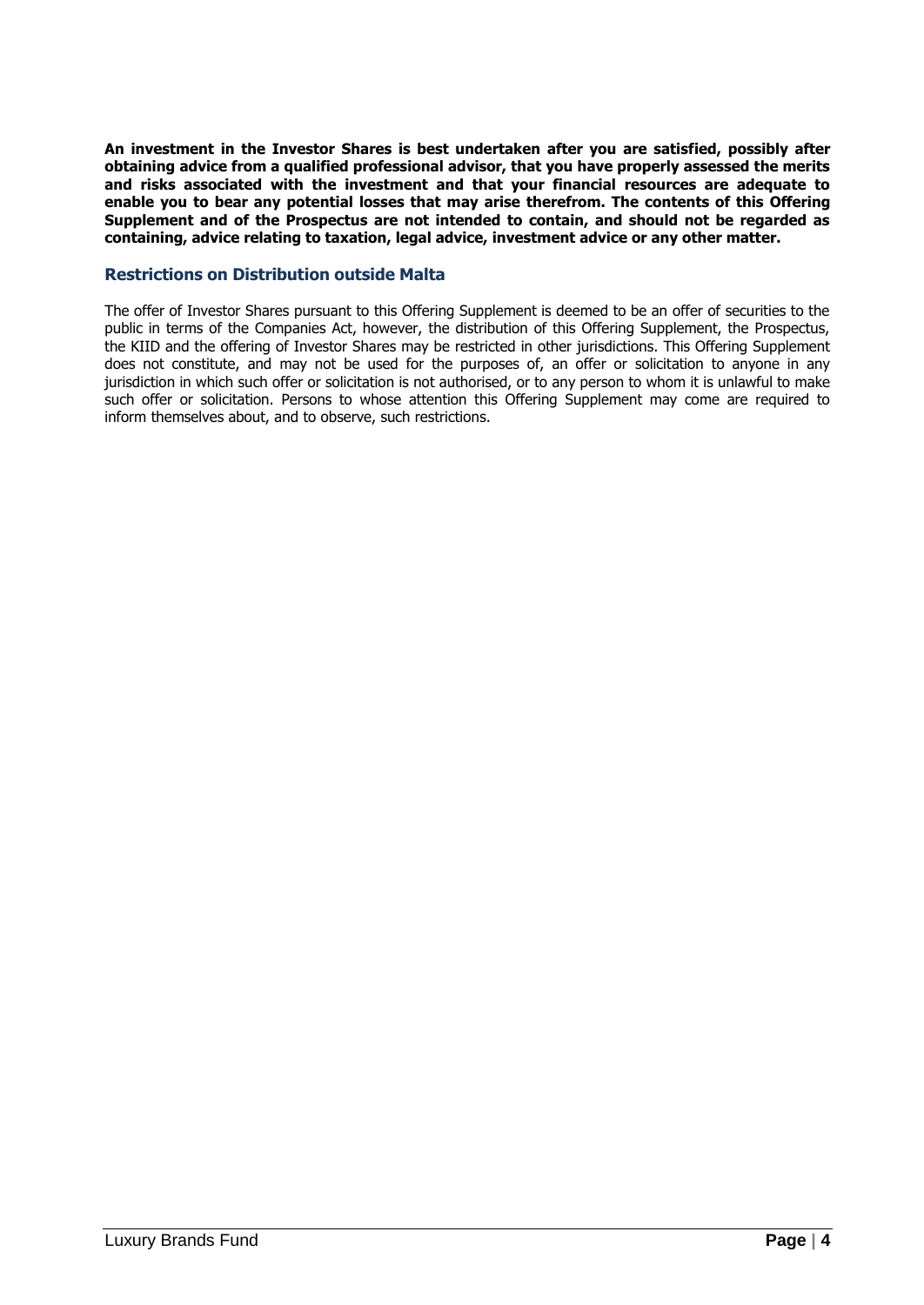**An investment in the Investor Shares is best undertaken after you are satisfied, possibly after obtaining advice from a qualified professional advisor, that you have properly assessed the merits and risks associated with the investment and that your financial resources are adequate to enable you to bear any potential losses that may arise therefrom. The contents of this Offering Supplement and of the Prospectus are not intended to contain, and should not be regarded as containing, advice relating to taxation, legal advice, investment advice or any other matter.**

## Restrictions on Distribution outside Malta

The offer of Investor Shares pursuant to this Offering Supplement is deemed to be an offer of securities to the public in terms of the Companies Act, however, the distribution of this Offering Supplement, the Prospectus, the KIID and the offering of Investor Shares may be restricted in other jurisdictions. This Offering Supplement does not constitute, and may not be used for the purposes of, an offer or solicitation to anyone in any jurisdiction in which such offer or solicitation is not authorised, or to any person to whom it is unlawful to make such offer or solicitation. Persons to whose attention this Offering Supplement may come are required to inform themselves about, and to observe, such restrictions.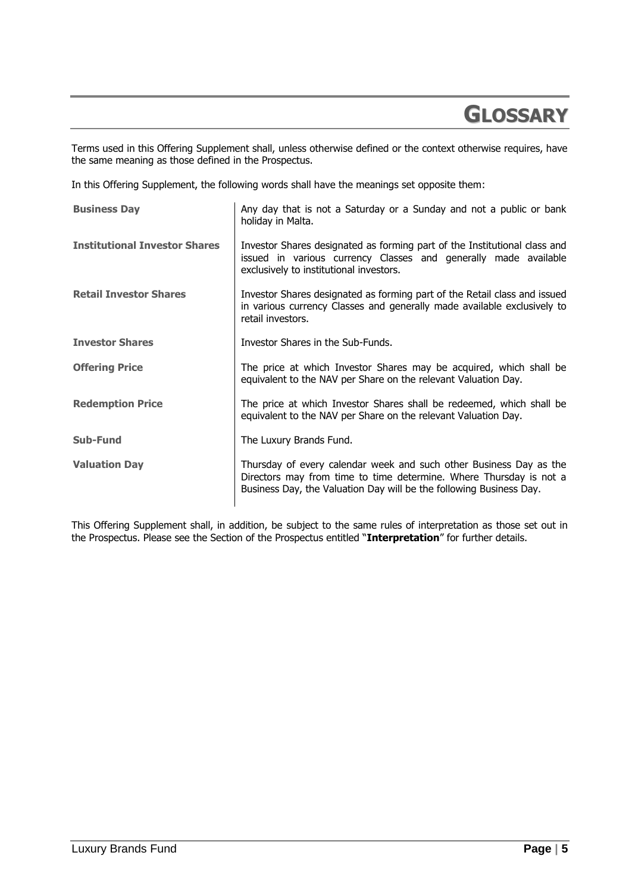# GLOSSARY

Terms used in this Offering Supplement shall, unless otherwise defined or the context otherwise requires, have the same meaning as those defined in the Prospectus.

In this Offering Supplement, the following words shall have the meanings set opposite them:

| | |
|---|---|
| **Business Day** | Any day that is not a Saturday or a Sunday and not a public or bank holiday in Malta. |
| **Institutional Investor Shares** | Investor Shares designated as forming part of the Institutional class and issued in various currency Classes and generally made available exclusively to institutional investors. |
| **Retail Investor Shares** | Investor Shares designated as forming part of the Retail class and issued in various currency Classes and generally made available exclusively to retail investors. |
| **Investor Shares** | Investor Shares in the Sub-Funds. |
| **Offering Price** | The price at which Investor Shares may be acquired, which shall be equivalent to the NAV per Share on the relevant Valuation Day. |
| **Redemption Price** | The price at which Investor Shares shall be redeemed, which shall be equivalent to the NAV per Share on the relevant Valuation Day. |
| **Sub-Fund** | The Luxury Brands Fund. |
| **Valuation Day** | Thursday of every calendar week and such other Business Day as the Directors may from time to time determine. Where Thursday is not a Business Day, the Valuation Day will be the following Business Day. |

This Offering Supplement shall, in addition, be subject to the same rules of interpretation as those set out in the Prospectus. Please see the Section of the Prospectus entitled "**Interpretation**" for further details.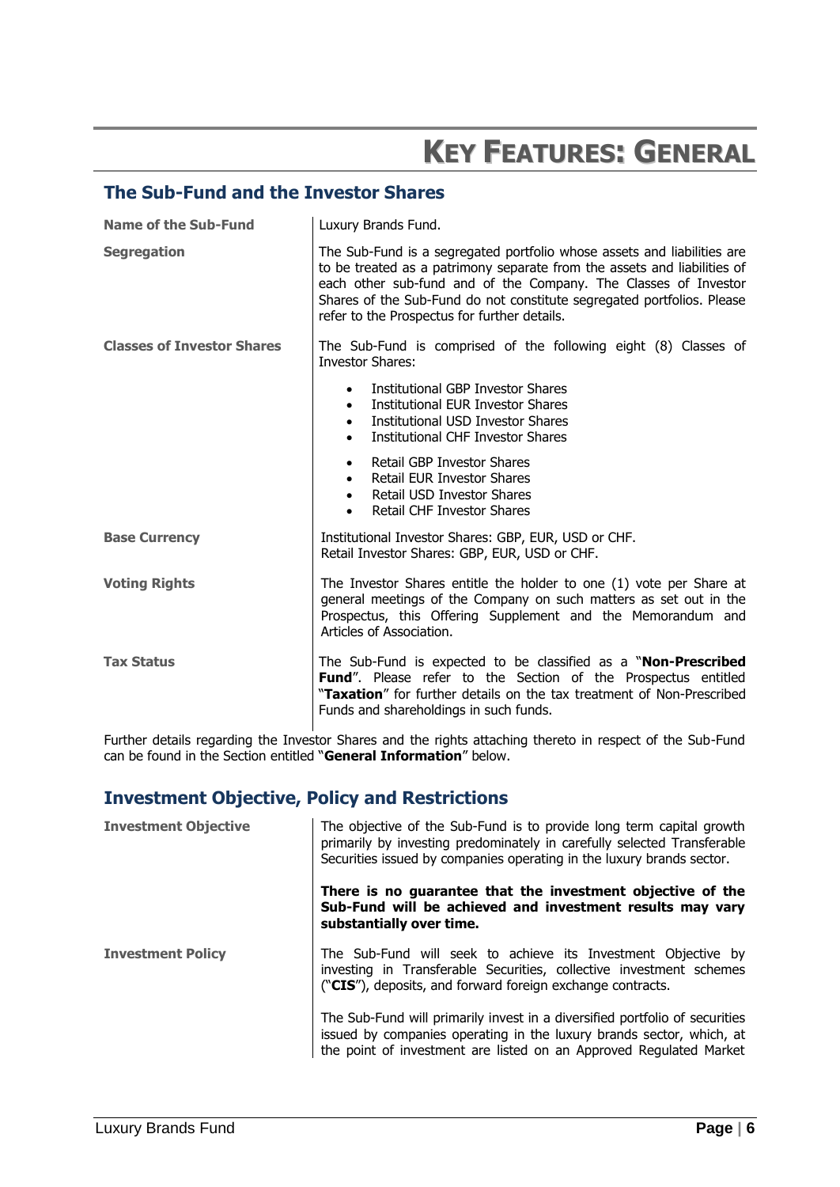# KEY FEATURES: GENERAL

## The Sub-Fund and the Investor Shares

| | |
|---|---|
| **Name of the Sub-Fund** | Luxury Brands Fund. |
| **Segregation** | The Sub-Fund is a segregated portfolio whose assets and liabilities are to be treated as a patrimony separate from the assets and liabilities of each other sub-fund and of the Company. The Classes of Investor Shares of the Sub-Fund do not constitute segregated portfolios. Please refer to the Prospectus for further details. |
| **Classes of Investor Shares** | The Sub-Fund is comprised of the following eight (8) Classes of Investor Shares:<br>• Institutional GBP Investor Shares<br>• Institutional EUR Investor Shares<br>• Institutional USD Investor Shares<br>• Institutional CHF Investor Shares<br><br>• Retail GBP Investor Shares<br>• Retail EUR Investor Shares<br>• Retail USD Investor Shares<br>• Retail CHF Investor Shares |
| **Base Currency** | Institutional Investor Shares: GBP, EUR, USD or CHF.<br>Retail Investor Shares: GBP, EUR, USD or CHF. |
| **Voting Rights** | The Investor Shares entitle the holder to one (1) vote per Share at general meetings of the Company on such matters as set out in the Prospectus, this Offering Supplement and the Memorandum and Articles of Association. |
| **Tax Status** | The Sub-Fund is expected to be classified as a "**Non-Prescribed Fund**". Please refer to the Section of the Prospectus entitled "**Taxation**" for further details on the tax treatment of Non-Prescribed Funds and shareholdings in such funds. |

Further details regarding the Investor Shares and the rights attaching thereto in respect of the Sub-Fund can be found in the Section entitled "**General Information**" below.

## Investment Objective, Policy and Restrictions

| | |
|---|---|
| **Investment Objective** | The objective of the Sub-Fund is to provide long term capital growth primarily by investing predominately in carefully selected Transferable Securities issued by companies operating in the luxury brands sector.<br><br>**There is no guarantee that the investment objective of the Sub-Fund will be achieved and investment results may vary substantially over time.** |
| **Investment Policy** | The Sub-Fund will seek to achieve its Investment Objective by investing in Transferable Securities, collective investment schemes ("**CIS**"), deposits, and forward foreign exchange contracts.<br><br>The Sub-Fund will primarily invest in a diversified portfolio of securities issued by companies operating in the luxury brands sector, which, at the point of investment are listed on an Approved Regulated Market |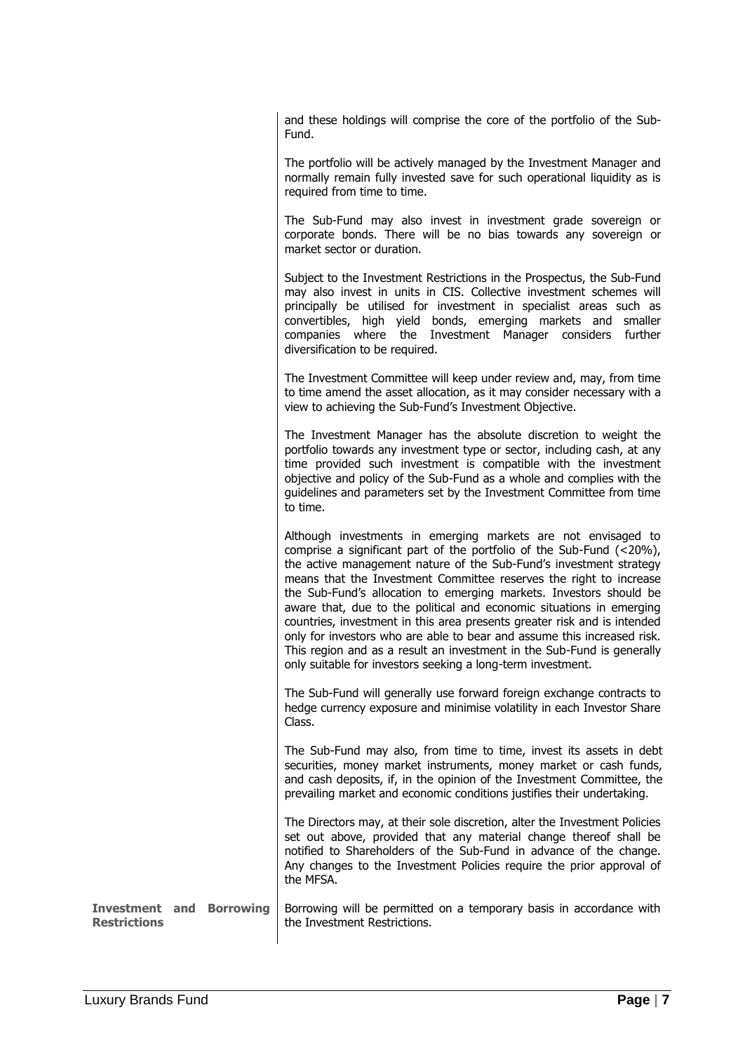and these holdings will comprise the core of the portfolio of the Sub-Fund.

The portfolio will be actively managed by the Investment Manager and normally remain fully invested save for such operational liquidity as is required from time to time.

The Sub-Fund may also invest in investment grade sovereign or corporate bonds. There will be no bias towards any sovereign or market sector or duration.

Subject to the Investment Restrictions in the Prospectus, the Sub-Fund may also invest in units in CIS. Collective investment schemes will principally be utilised for investment in specialist areas such as convertibles, high yield bonds, emerging markets and smaller companies where the Investment Manager considers further diversification to be required.

The Investment Committee will keep under review and, may, from time to time amend the asset allocation, as it may consider necessary with a view to achieving the Sub-Fund's Investment Objective.

The Investment Manager has the absolute discretion to weight the portfolio towards any investment type or sector, including cash, at any time provided such investment is compatible with the investment objective and policy of the Sub-Fund as a whole and complies with the guidelines and parameters set by the Investment Committee from time to time.

Although investments in emerging markets are not envisaged to comprise a significant part of the portfolio of the Sub-Fund (<20%), the active management nature of the Sub-Fund's investment strategy means that the Investment Committee reserves the right to increase the Sub-Fund's allocation to emerging markets. Investors should be aware that, due to the political and economic situations in emerging countries, investment in this area presents greater risk and is intended only for investors who are able to bear and assume this increased risk. This region and as a result an investment in the Sub-Fund is generally only suitable for investors seeking a long-term investment.

The Sub-Fund will generally use forward foreign exchange contracts to hedge currency exposure and minimise volatility in each Investor Share Class.

The Sub-Fund may also, from time to time, invest its assets in debt securities, money market instruments, money market or cash funds, and cash deposits, if, in the opinion of the Investment Committee, the prevailing market and economic conditions justifies their undertaking.

The Directors may, at their sole discretion, alter the Investment Policies set out above, provided that any material change thereof shall be notified to Shareholders of the Sub-Fund in advance of the change. Any changes to the Investment Policies require the prior approval of the MFSA.

**Investment and Borrowing Restrictions**

Borrowing will be permitted on a temporary basis in accordance with the Investment Restrictions.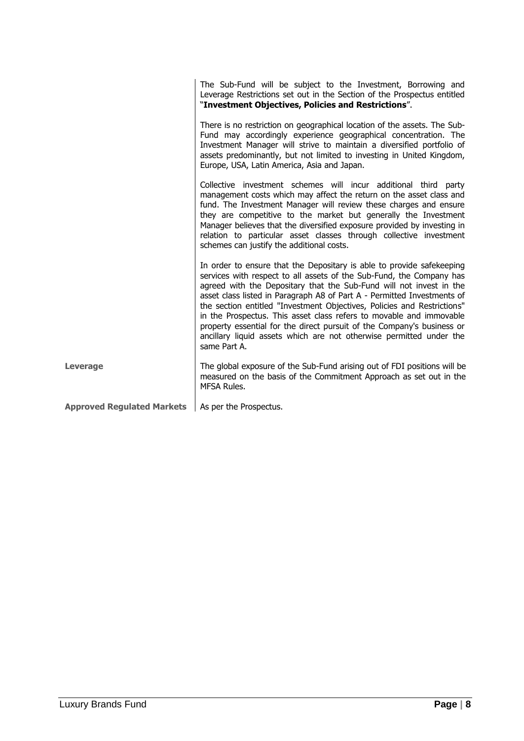| | |
|---|---|
| | The Sub-Fund will be subject to the Investment, Borrowing and Leverage Restrictions set out in the Section of the Prospectus entitled "**Investment Objectives, Policies and Restrictions**".<br><br>There is no restriction on geographical location of the assets. The Sub-Fund may accordingly experience geographical concentration. The Investment Manager will strive to maintain a diversified portfolio of assets predominantly, but not limited to investing in United Kingdom, Europe, USA, Latin America, Asia and Japan.<br><br>Collective investment schemes will incur additional third party management costs which may affect the return on the asset class and fund. The Investment Manager will review these charges and ensure they are competitive to the market but generally the Investment Manager believes that the diversified exposure provided by investing in relation to particular asset classes through collective investment schemes can justify the additional costs.<br><br>In order to ensure that the Depositary is able to provide safekeeping services with respect to all assets of the Sub-Fund, the Company has agreed with the Depositary that the Sub-Fund will not invest in the asset class listed in Paragraph A8 of Part A - Permitted Investments of the section entitled "Investment Objectives, Policies and Restrictions" in the Prospectus. This asset class refers to movable and immovable property essential for the direct pursuit of the Company's business or ancillary liquid assets which are not otherwise permitted under the same Part A. |
| **Leverage** | The global exposure of the Sub-Fund arising out of FDI positions will be measured on the basis of the Commitment Approach as set out in the MFSA Rules. |
| **Approved Regulated Markets** | As per the Prospectus. |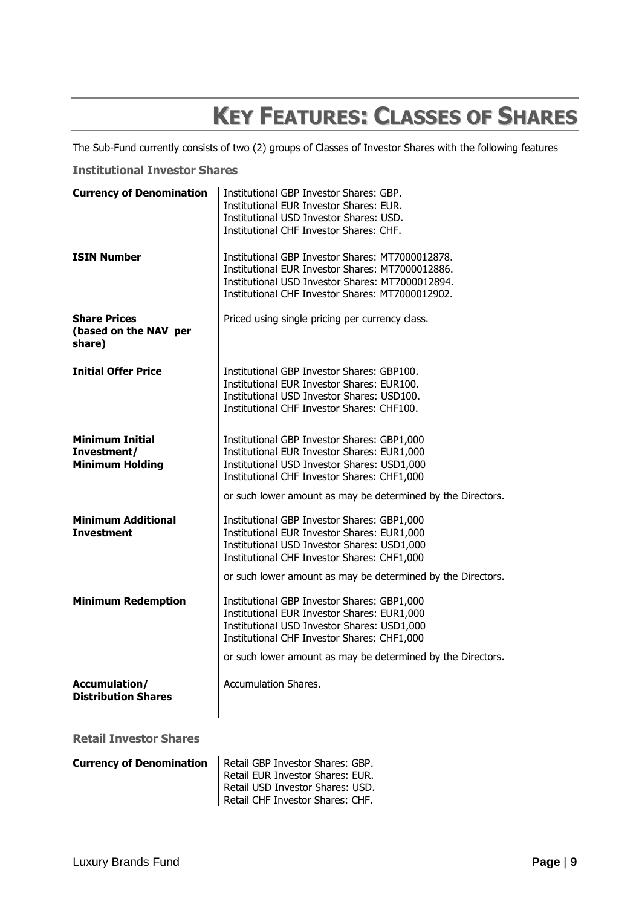# KEY FEATURES: CLASSES OF SHARES

The Sub-Fund currently consists of two (2) groups of Classes of Investor Shares with the following features

### Institutional Investor Shares

| | |
|---|---|
| **Currency of Denomination** | Institutional GBP Investor Shares: GBP.<br>Institutional EUR Investor Shares: EUR.<br>Institutional USD Investor Shares: USD.<br>Institutional CHF Investor Shares: CHF. |
| **ISIN Number** | Institutional GBP Investor Shares: MT7000012878.<br>Institutional EUR Investor Shares: MT7000012886.<br>Institutional USD Investor Shares: MT7000012894.<br>Institutional CHF Investor Shares: MT7000012902. |
| **Share Prices (based on the NAV per share)** | Priced using single pricing per currency class. |
| **Initial Offer Price** | Institutional GBP Investor Shares: GBP100.<br>Institutional EUR Investor Shares: EUR100.<br>Institutional USD Investor Shares: USD100.<br>Institutional CHF Investor Shares: CHF100. |
| **Minimum Initial Investment/ Minimum Holding** | Institutional GBP Investor Shares: GBP1,000<br>Institutional EUR Investor Shares: EUR1,000<br>Institutional USD Investor Shares: USD1,000<br>Institutional CHF Investor Shares: CHF1,000<br><br>or such lower amount as may be determined by the Directors. |
| **Minimum Additional Investment** | Institutional GBP Investor Shares: GBP1,000<br>Institutional EUR Investor Shares: EUR1,000<br>Institutional USD Investor Shares: USD1,000<br>Institutional CHF Investor Shares: CHF1,000<br><br>or such lower amount as may be determined by the Directors. |
| **Minimum Redemption** | Institutional GBP Investor Shares: GBP1,000<br>Institutional EUR Investor Shares: EUR1,000<br>Institutional USD Investor Shares: USD1,000<br>Institutional CHF Investor Shares: CHF1,000<br><br>or such lower amount as may be determined by the Directors. |
| **Accumulation/ Distribution Shares** | Accumulation Shares. |

### Retail Investor Shares

| | |
|---|---|
| **Currency of Denomination** | Retail GBP Investor Shares: GBP.<br>Retail EUR Investor Shares: EUR.<br>Retail USD Investor Shares: USD.<br>Retail CHF Investor Shares: CHF. |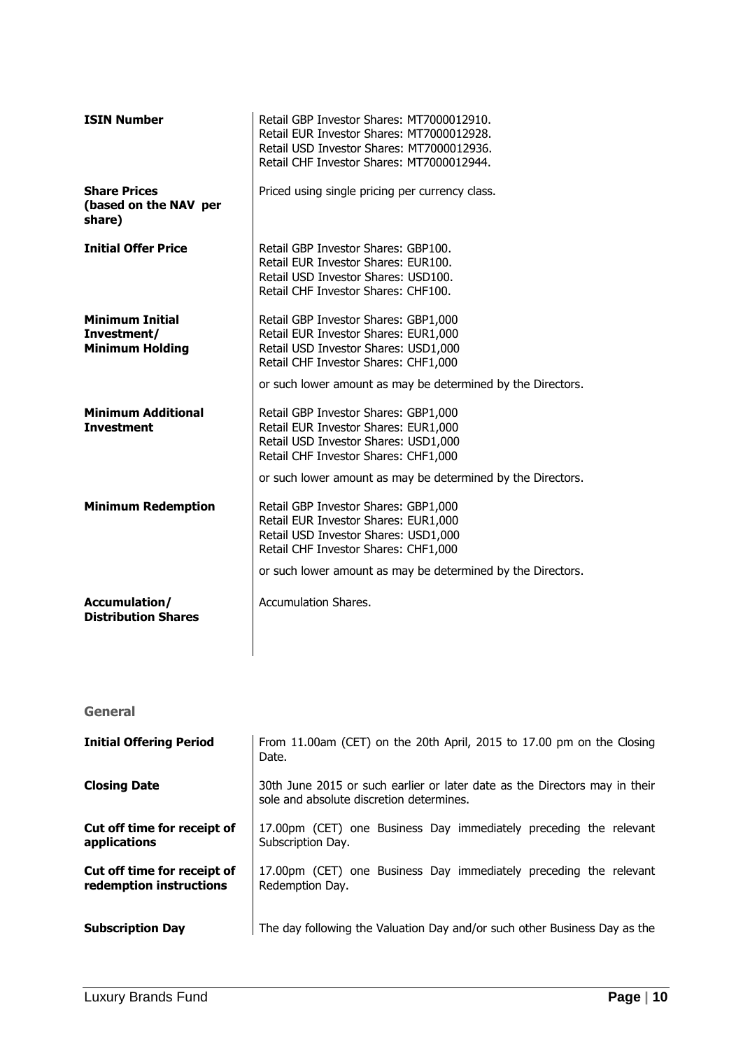| | |
|---|---|
| **ISIN Number** | Retail GBP Investor Shares: MT7000012910.<br>Retail EUR Investor Shares: MT7000012928.<br>Retail USD Investor Shares: MT7000012936.<br>Retail CHF Investor Shares: MT7000012944. |
| **Share Prices (based on the NAV per share)** | Priced using single pricing per currency class. |
| **Initial Offer Price** | Retail GBP Investor Shares: GBP100.<br>Retail EUR Investor Shares: EUR100.<br>Retail USD Investor Shares: USD100.<br>Retail CHF Investor Shares: CHF100. |
| **Minimum Initial Investment/ Minimum Holding** | Retail GBP Investor Shares: GBP1,000<br>Retail EUR Investor Shares: EUR1,000<br>Retail USD Investor Shares: USD1,000<br>Retail CHF Investor Shares: CHF1,000<br><br>or such lower amount as may be determined by the Directors. |
| **Minimum Additional Investment** | Retail GBP Investor Shares: GBP1,000<br>Retail EUR Investor Shares: EUR1,000<br>Retail USD Investor Shares: USD1,000<br>Retail CHF Investor Shares: CHF1,000<br><br>or such lower amount as may be determined by the Directors. |
| **Minimum Redemption** | Retail GBP Investor Shares: GBP1,000<br>Retail EUR Investor Shares: EUR1,000<br>Retail USD Investor Shares: USD1,000<br>Retail CHF Investor Shares: CHF1,000<br><br>or such lower amount as may be determined by the Directors. |
| **Accumulation/ Distribution Shares** | Accumulation Shares. |

## General

| | |
|---|---|
| **Initial Offering Period** | From 11.00am (CET) on the 20th April, 2015 to 17.00 pm on the Closing Date. |
| **Closing Date** | 30th June 2015 or such earlier or later date as the Directors may in their sole and absolute discretion determines. |
| **Cut off time for receipt of applications** | 17.00pm (CET) one Business Day immediately preceding the relevant Subscription Day. |
| **Cut off time for receipt of redemption instructions** | 17.00pm (CET) one Business Day immediately preceding the relevant Redemption Day. |
| **Subscription Day** | The day following the Valuation Day and/or such other Business Day as the |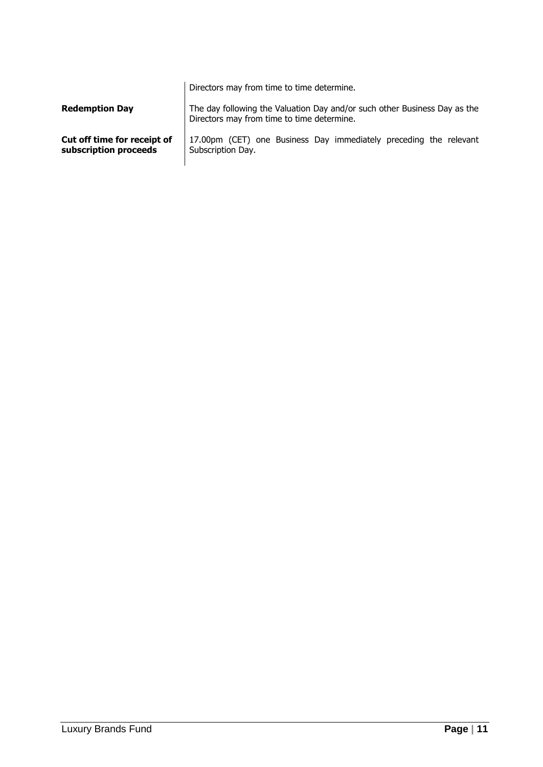| | |
|---|---|
| | Directors may from time to time determine. |
| **Redemption Day** | The day following the Valuation Day and/or such other Business Day as the Directors may from time to time determine. |
| **Cut off time for receipt of subscription proceeds** | 17.00pm (CET) one Business Day immediately preceding the relevant Subscription Day. |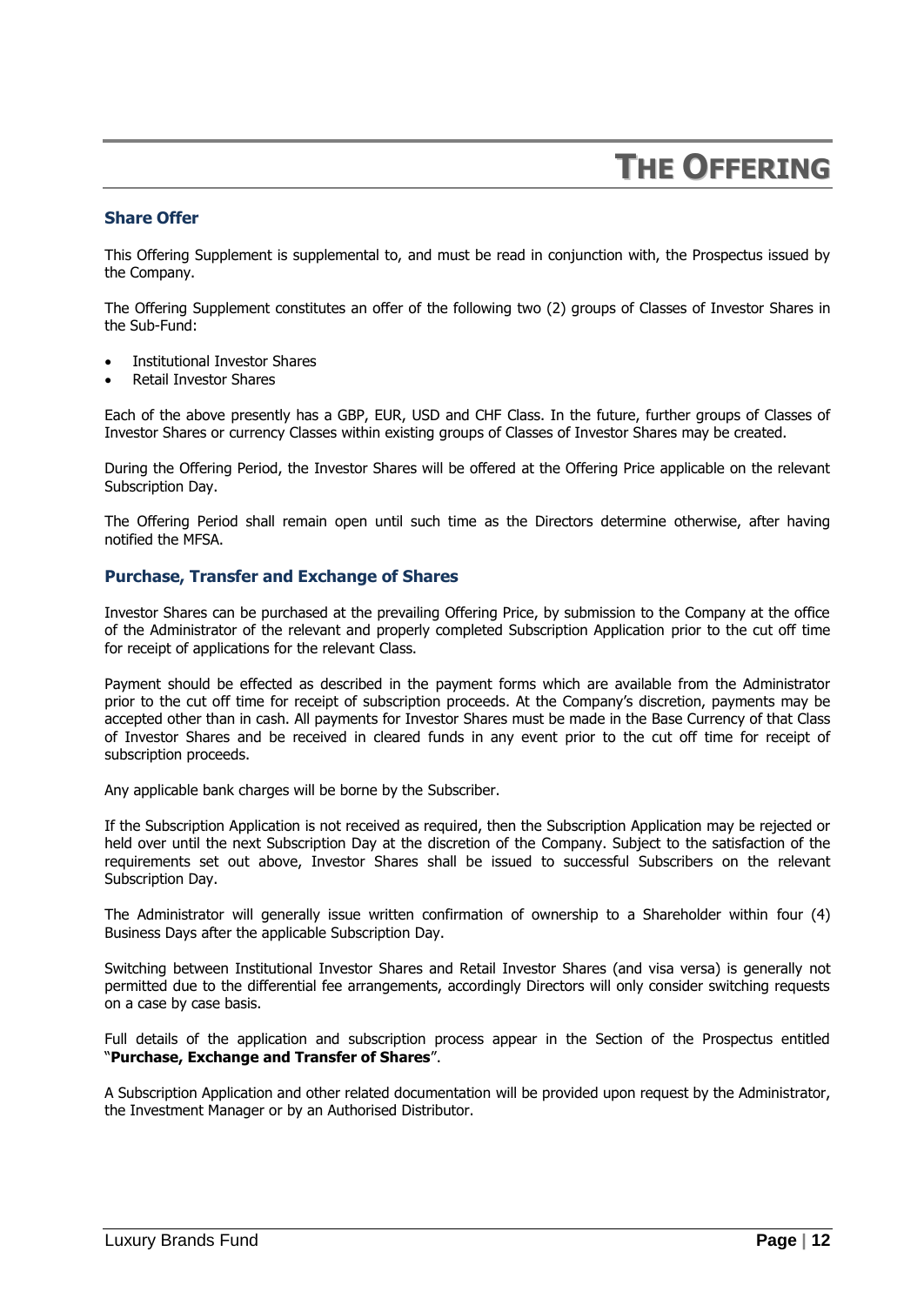# THE OFFERING

## Share Offer

This Offering Supplement is supplemental to, and must be read in conjunction with, the Prospectus issued by the Company.

The Offering Supplement constitutes an offer of the following two (2) groups of Classes of Investor Shares in the Sub-Fund:

- Institutional Investor Shares
- Retail Investor Shares

Each of the above presently has a GBP, EUR, USD and CHF Class. In the future, further groups of Classes of Investor Shares or currency Classes within existing groups of Classes of Investor Shares may be created.

During the Offering Period, the Investor Shares will be offered at the Offering Price applicable on the relevant Subscription Day.

The Offering Period shall remain open until such time as the Directors determine otherwise, after having notified the MFSA.

## Purchase, Transfer and Exchange of Shares

Investor Shares can be purchased at the prevailing Offering Price, by submission to the Company at the office of the Administrator of the relevant and properly completed Subscription Application prior to the cut off time for receipt of applications for the relevant Class.

Payment should be effected as described in the payment forms which are available from the Administrator prior to the cut off time for receipt of subscription proceeds. At the Company's discretion, payments may be accepted other than in cash. All payments for Investor Shares must be made in the Base Currency of that Class of Investor Shares and be received in cleared funds in any event prior to the cut off time for receipt of subscription proceeds.

Any applicable bank charges will be borne by the Subscriber.

If the Subscription Application is not received as required, then the Subscription Application may be rejected or held over until the next Subscription Day at the discretion of the Company. Subject to the satisfaction of the requirements set out above, Investor Shares shall be issued to successful Subscribers on the relevant Subscription Day.

The Administrator will generally issue written confirmation of ownership to a Shareholder within four (4) Business Days after the applicable Subscription Day.

Switching between Institutional Investor Shares and Retail Investor Shares (and visa versa) is generally not permitted due to the differential fee arrangements, accordingly Directors will only consider switching requests on a case by case basis.

Full details of the application and subscription process appear in the Section of the Prospectus entitled "**Purchase, Exchange and Transfer of Shares**".

A Subscription Application and other related documentation will be provided upon request by the Administrator, the Investment Manager or by an Authorised Distributor.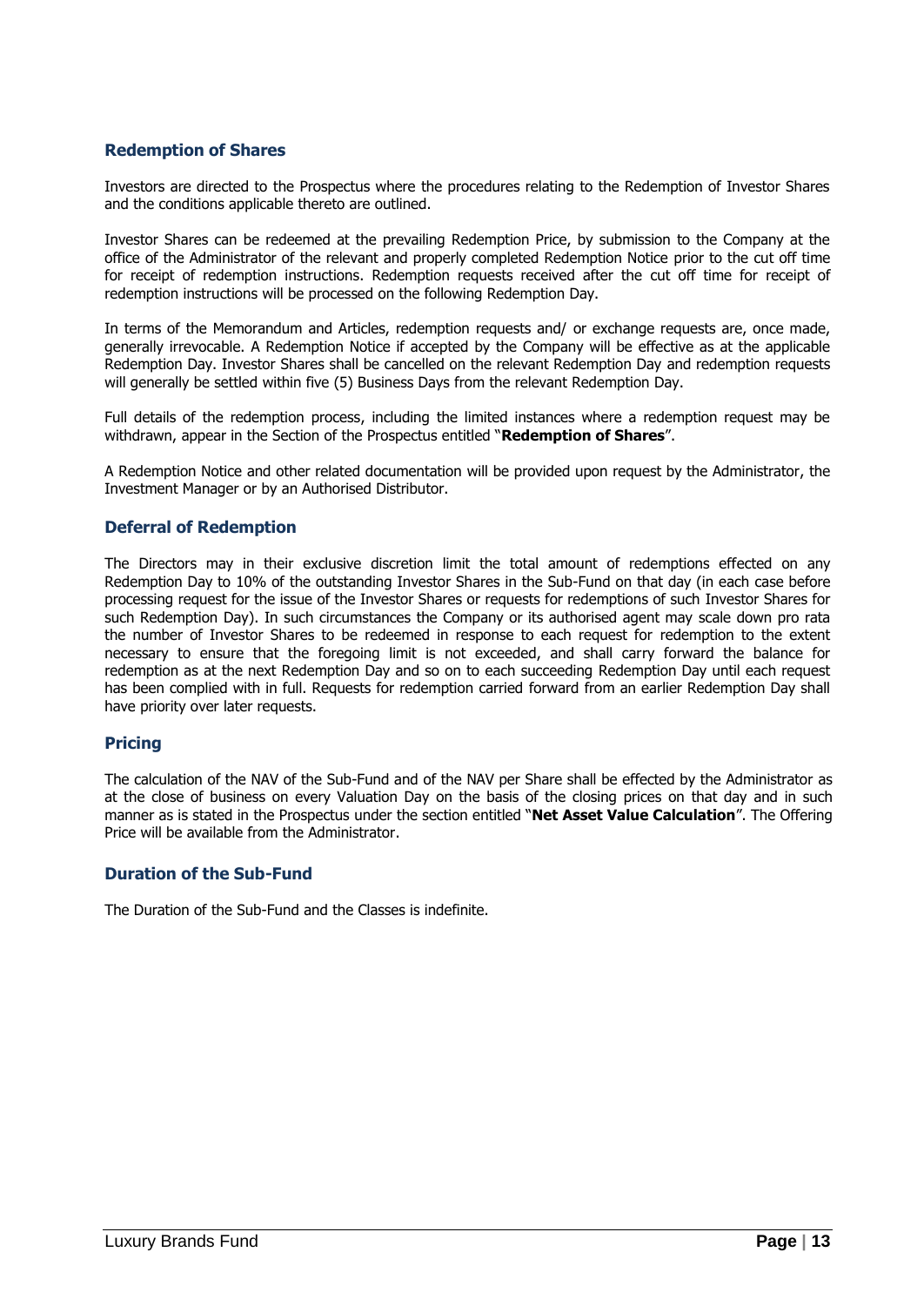### Redemption of Shares

Investors are directed to the Prospectus where the procedures relating to the Redemption of Investor Shares and the conditions applicable thereto are outlined.

Investor Shares can be redeemed at the prevailing Redemption Price, by submission to the Company at the office of the Administrator of the relevant and properly completed Redemption Notice prior to the cut off time for receipt of redemption instructions. Redemption requests received after the cut off time for receipt of redemption instructions will be processed on the following Redemption Day.

In terms of the Memorandum and Articles, redemption requests and/ or exchange requests are, once made, generally irrevocable. A Redemption Notice if accepted by the Company will be effective as at the applicable Redemption Day. Investor Shares shall be cancelled on the relevant Redemption Day and redemption requests will generally be settled within five (5) Business Days from the relevant Redemption Day.

Full details of the redemption process, including the limited instances where a redemption request may be withdrawn, appear in the Section of the Prospectus entitled "**Redemption of Shares**".

A Redemption Notice and other related documentation will be provided upon request by the Administrator, the Investment Manager or by an Authorised Distributor.

### Deferral of Redemption

The Directors may in their exclusive discretion limit the total amount of redemptions effected on any Redemption Day to 10% of the outstanding Investor Shares in the Sub-Fund on that day (in each case before processing request for the issue of the Investor Shares or requests for redemptions of such Investor Shares for such Redemption Day). In such circumstances the Company or its authorised agent may scale down pro rata the number of Investor Shares to be redeemed in response to each request for redemption to the extent necessary to ensure that the foregoing limit is not exceeded, and shall carry forward the balance for redemption as at the next Redemption Day and so on to each succeeding Redemption Day until each request has been complied with in full. Requests for redemption carried forward from an earlier Redemption Day shall have priority over later requests.

### Pricing

The calculation of the NAV of the Sub-Fund and of the NAV per Share shall be effected by the Administrator as at the close of business on every Valuation Day on the basis of the closing prices on that day and in such manner as is stated in the Prospectus under the section entitled "**Net Asset Value Calculation**". The Offering Price will be available from the Administrator.

### Duration of the Sub-Fund

The Duration of the Sub-Fund and the Classes is indefinite.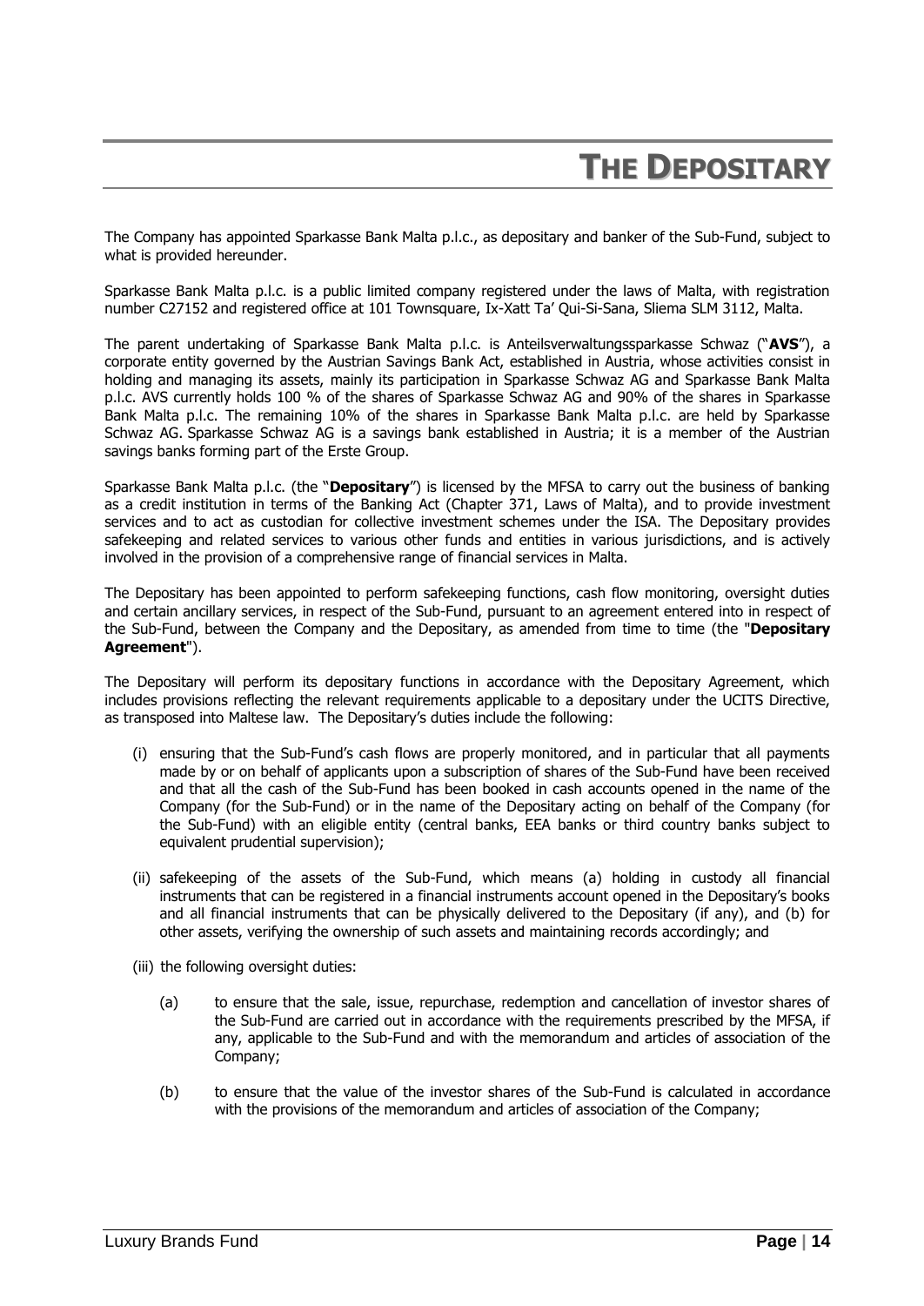# THE DEPOSITARY

The Company has appointed Sparkasse Bank Malta p.l.c., as depositary and banker of the Sub-Fund, subject to what is provided hereunder.

Sparkasse Bank Malta p.l.c. is a public limited company registered under the laws of Malta, with registration number C27152 and registered office at 101 Townsquare, Ix-Xatt Ta' Qui-Si-Sana, Sliema SLM 3112, Malta.

The parent undertaking of Sparkasse Bank Malta p.l.c. is Anteilsverwaltungssparkasse Schwaz ("**AVS**"), a corporate entity governed by the Austrian Savings Bank Act, established in Austria, whose activities consist in holding and managing its assets, mainly its participation in Sparkasse Schwaz AG and Sparkasse Bank Malta p.l.c. AVS currently holds 100 % of the shares of Sparkasse Schwaz AG and 90% of the shares in Sparkasse Bank Malta p.l.c. The remaining 10% of the shares in Sparkasse Bank Malta p.l.c. are held by Sparkasse Schwaz AG. Sparkasse Schwaz AG is a savings bank established in Austria; it is a member of the Austrian savings banks forming part of the Erste Group.

Sparkasse Bank Malta p.l.c. (the "**Depositary**") is licensed by the MFSA to carry out the business of banking as a credit institution in terms of the Banking Act (Chapter 371, Laws of Malta), and to provide investment services and to act as custodian for collective investment schemes under the ISA. The Depositary provides safekeeping and related services to various other funds and entities in various jurisdictions, and is actively involved in the provision of a comprehensive range of financial services in Malta.

The Depositary has been appointed to perform safekeeping functions, cash flow monitoring, oversight duties and certain ancillary services, in respect of the Sub-Fund, pursuant to an agreement entered into in respect of the Sub-Fund, between the Company and the Depositary, as amended from time to time (the "**Depositary Agreement**").

The Depositary will perform its depositary functions in accordance with the Depositary Agreement, which includes provisions reflecting the relevant requirements applicable to a depositary under the UCITS Directive, as transposed into Maltese law. The Depositary's duties include the following:

(i) ensuring that the Sub-Fund's cash flows are properly monitored, and in particular that all payments made by or on behalf of applicants upon a subscription of shares of the Sub-Fund have been received and that all the cash of the Sub-Fund has been booked in cash accounts opened in the name of the Company (for the Sub-Fund) or in the name of the Depositary acting on behalf of the Company (for the Sub-Fund) with an eligible entity (central banks, EEA banks or third country banks subject to equivalent prudential supervision);

(ii) safekeeping of the assets of the Sub-Fund, which means (a) holding in custody all financial instruments that can be registered in a financial instruments account opened in the Depositary's books and all financial instruments that can be physically delivered to the Depositary (if any), and (b) for other assets, verifying the ownership of such assets and maintaining records accordingly; and

(iii) the following oversight duties:

   (a) to ensure that the sale, issue, repurchase, redemption and cancellation of investor shares of the Sub-Fund are carried out in accordance with the requirements prescribed by the MFSA, if any, applicable to the Sub-Fund and with the memorandum and articles of association of the Company;

   (b) to ensure that the value of the investor shares of the Sub-Fund is calculated in accordance with the provisions of the memorandum and articles of association of the Company;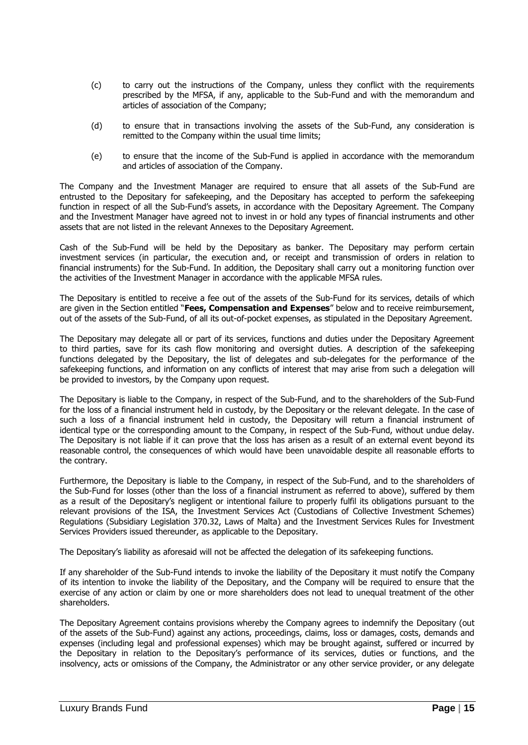(c) to carry out the instructions of the Company, unless they conflict with the requirements prescribed by the MFSA, if any, applicable to the Sub-Fund and with the memorandum and articles of association of the Company;

(d) to ensure that in transactions involving the assets of the Sub-Fund, any consideration is remitted to the Company within the usual time limits;

(e) to ensure that the income of the Sub-Fund is applied in accordance with the memorandum and articles of association of the Company.

The Company and the Investment Manager are required to ensure that all assets of the Sub-Fund are entrusted to the Depositary for safekeeping, and the Depositary has accepted to perform the safekeeping function in respect of all the Sub-Fund's assets, in accordance with the Depositary Agreement. The Company and the Investment Manager have agreed not to invest in or hold any types of financial instruments and other assets that are not listed in the relevant Annexes to the Depositary Agreement.

Cash of the Sub-Fund will be held by the Depositary as banker. The Depositary may perform certain investment services (in particular, the execution and, or receipt and transmission of orders in relation to financial instruments) for the Sub-Fund. In addition, the Depositary shall carry out a monitoring function over the activities of the Investment Manager in accordance with the applicable MFSA rules.

The Depositary is entitled to receive a fee out of the assets of the Sub-Fund for its services, details of which are given in the Section entitled "**Fees, Compensation and Expenses**" below and to receive reimbursement, out of the assets of the Sub-Fund, of all its out-of-pocket expenses, as stipulated in the Depositary Agreement.

The Depositary may delegate all or part of its services, functions and duties under the Depositary Agreement to third parties, save for its cash flow monitoring and oversight duties. A description of the safekeeping functions delegated by the Depositary, the list of delegates and sub-delegates for the performance of the safekeeping functions, and information on any conflicts of interest that may arise from such a delegation will be provided to investors, by the Company upon request.

The Depositary is liable to the Company, in respect of the Sub-Fund, and to the shareholders of the Sub-Fund for the loss of a financial instrument held in custody, by the Depositary or the relevant delegate. In the case of such a loss of a financial instrument held in custody, the Depositary will return a financial instrument of identical type or the corresponding amount to the Company, in respect of the Sub-Fund, without undue delay. The Depositary is not liable if it can prove that the loss has arisen as a result of an external event beyond its reasonable control, the consequences of which would have been unavoidable despite all reasonable efforts to the contrary.

Furthermore, the Depositary is liable to the Company, in respect of the Sub-Fund, and to the shareholders of the Sub-Fund for losses (other than the loss of a financial instrument as referred to above), suffered by them as a result of the Depositary's negligent or intentional failure to properly fulfil its obligations pursuant to the relevant provisions of the ISA, the Investment Services Act (Custodians of Collective Investment Schemes) Regulations (Subsidiary Legislation 370.32, Laws of Malta) and the Investment Services Rules for Investment Services Providers issued thereunder, as applicable to the Depositary.

The Depositary's liability as aforesaid will not be affected the delegation of its safekeeping functions.

If any shareholder of the Sub-Fund intends to invoke the liability of the Depositary it must notify the Company of its intention to invoke the liability of the Depositary, and the Company will be required to ensure that the exercise of any action or claim by one or more shareholders does not lead to unequal treatment of the other shareholders.

The Depositary Agreement contains provisions whereby the Company agrees to indemnify the Depositary (out of the assets of the Sub-Fund) against any actions, proceedings, claims, loss or damages, costs, demands and expenses (including legal and professional expenses) which may be brought against, suffered or incurred by the Depositary in relation to the Depositary's performance of its services, duties or functions, and the insolvency, acts or omissions of the Company, the Administrator or any other service provider, or any delegate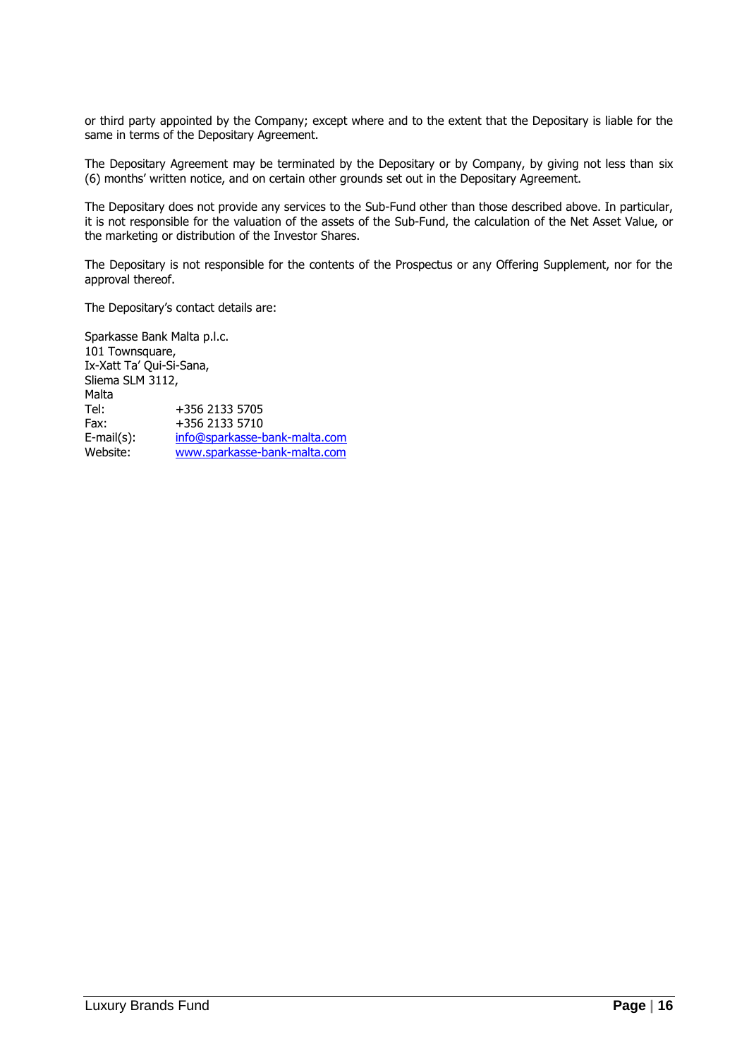or third party appointed by the Company; except where and to the extent that the Depositary is liable for the same in terms of the Depositary Agreement.

The Depositary Agreement may be terminated by the Depositary or by Company, by giving not less than six (6) months' written notice, and on certain other grounds set out in the Depositary Agreement.

The Depositary does not provide any services to the Sub-Fund other than those described above. In particular, it is not responsible for the valuation of the assets of the Sub-Fund, the calculation of the Net Asset Value, or the marketing or distribution of the Investor Shares.

The Depositary is not responsible for the contents of the Prospectus or any Offering Supplement, nor for the approval thereof.

The Depositary's contact details are:

Sparkasse Bank Malta p.l.c.
101 Townsquare,
Ix-Xatt Ta' Qui-Si-Sana,
Sliema SLM 3112,
Malta

| | |
|---|---|
| Tel: | +356 2133 5705 |
| Fax: | +356 2133 5710 |
| E-mail(s): | info@sparkasse-bank-malta.com |
| Website: | www.sparkasse-bank-malta.com |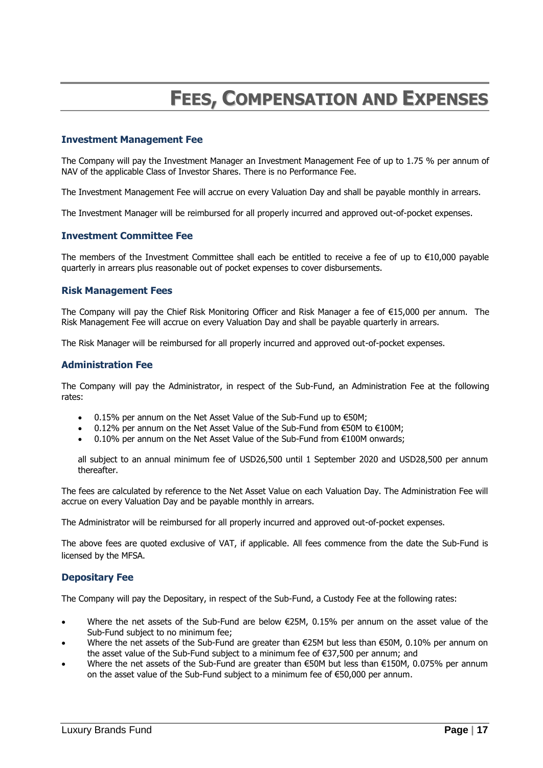# Fees, Compensation and Expenses

## Investment Management Fee

The Company will pay the Investment Manager an Investment Management Fee of up to 1.75 % per annum of NAV of the applicable Class of Investor Shares. There is no Performance Fee.

The Investment Management Fee will accrue on every Valuation Day and shall be payable monthly in arrears.

The Investment Manager will be reimbursed for all properly incurred and approved out-of-pocket expenses.

## Investment Committee Fee

The members of the Investment Committee shall each be entitled to receive a fee of up to €10,000 payable quarterly in arrears plus reasonable out of pocket expenses to cover disbursements.

## Risk Management Fees

The Company will pay the Chief Risk Monitoring Officer and Risk Manager a fee of €15,000 per annum. The Risk Management Fee will accrue on every Valuation Day and shall be payable quarterly in arrears.

The Risk Manager will be reimbursed for all properly incurred and approved out-of-pocket expenses.

## Administration Fee

The Company will pay the Administrator, in respect of the Sub-Fund, an Administration Fee at the following rates:

- 0.15% per annum on the Net Asset Value of the Sub-Fund up to €50M;
- 0.12% per annum on the Net Asset Value of the Sub-Fund from €50M to €100M;
- 0.10% per annum on the Net Asset Value of the Sub-Fund from €100M onwards;

all subject to an annual minimum fee of USD26,500 until 1 September 2020 and USD28,500 per annum thereafter.

The fees are calculated by reference to the Net Asset Value on each Valuation Day. The Administration Fee will accrue on every Valuation Day and be payable monthly in arrears.

The Administrator will be reimbursed for all properly incurred and approved out-of-pocket expenses.

The above fees are quoted exclusive of VAT, if applicable. All fees commence from the date the Sub-Fund is licensed by the MFSA.

## Depositary Fee

The Company will pay the Depositary, in respect of the Sub-Fund, a Custody Fee at the following rates:

- Where the net assets of the Sub-Fund are below €25M, 0.15% per annum on the asset value of the Sub-Fund subject to no minimum fee;
- Where the net assets of the Sub-Fund are greater than €25M but less than €50M, 0.10% per annum on the asset value of the Sub-Fund subject to a minimum fee of €37,500 per annum; and
- Where the net assets of the Sub-Fund are greater than €50M but less than €150M, 0.075% per annum on the asset value of the Sub-Fund subject to a minimum fee of €50,000 per annum.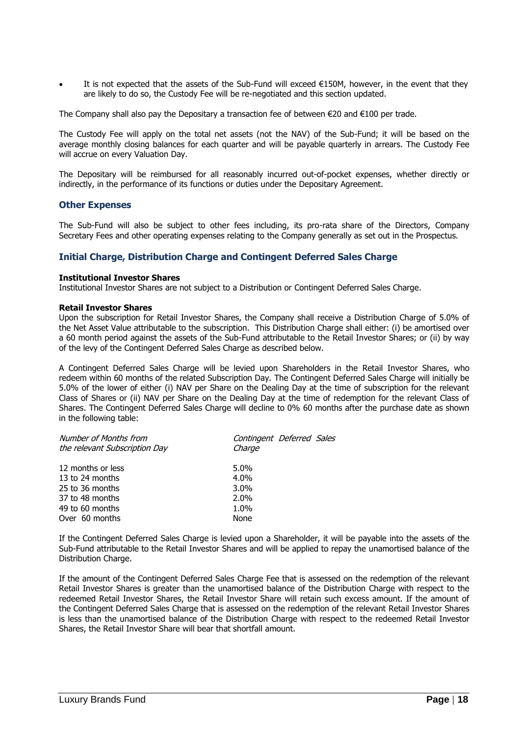- It is not expected that the assets of the Sub-Fund will exceed €150M, however, in the event that they are likely to do so, the Custody Fee will be re-negotiated and this section updated.

The Company shall also pay the Depositary a transaction fee of between €20 and €100 per trade.

The Custody Fee will apply on the total net assets (not the NAV) of the Sub-Fund; it will be based on the average monthly closing balances for each quarter and will be payable quarterly in arrears. The Custody Fee will accrue on every Valuation Day.

The Depositary will be reimbursed for all reasonably incurred out-of-pocket expenses, whether directly or indirectly, in the performance of its functions or duties under the Depositary Agreement.

## Other Expenses

The Sub-Fund will also be subject to other fees including, its pro-rata share of the Directors, Company Secretary Fees and other operating expenses relating to the Company generally as set out in the Prospectus.

## Initial Charge, Distribution Charge and Contingent Deferred Sales Charge

**Institutional Investor Shares**
Institutional Investor Shares are not subject to a Distribution or Contingent Deferred Sales Charge.

**Retail Investor Shares**
Upon the subscription for Retail Investor Shares, the Company shall receive a Distribution Charge of 5.0% of the Net Asset Value attributable to the subscription. This Distribution Charge shall either: (i) be amortised over a 60 month period against the assets of the Sub-Fund attributable to the Retail Investor Shares; or (ii) by way of the levy of the Contingent Deferred Sales Charge as described below.

A Contingent Deferred Sales Charge will be levied upon Shareholders in the Retail Investor Shares, who redeem within 60 months of the related Subscription Day. The Contingent Deferred Sales Charge will initially be 5.0% of the lower of either (i) NAV per Share on the Dealing Day at the time of subscription for the relevant Class of Shares or (ii) NAV per Share on the Dealing Day at the time of redemption for the relevant Class of Shares. The Contingent Deferred Sales Charge will decline to 0% 60 months after the purchase date as shown in the following table:

| *Number of Months from the relevant Subscription Day* | *Contingent Deferred Sales Charge* |
|---|---|
| 12 months or less | 5.0% |
| 13 to 24 months | 4.0% |
| 25 to 36 months | 3.0% |
| 37 to 48 months | 2.0% |
| 49 to 60 months | 1.0% |
| Over 60 months | None |

If the Contingent Deferred Sales Charge is levied upon a Shareholder, it will be payable into the assets of the Sub-Fund attributable to the Retail Investor Shares and will be applied to repay the unamortised balance of the Distribution Charge.

If the amount of the Contingent Deferred Sales Charge Fee that is assessed on the redemption of the relevant Retail Investor Shares is greater than the unamortised balance of the Distribution Charge with respect to the redeemed Retail Investor Shares, the Retail Investor Share will retain such excess amount. If the amount of the Contingent Deferred Sales Charge that is assessed on the redemption of the relevant Retail Investor Shares is less than the unamortised balance of the Distribution Charge with respect to the redeemed Retail Investor Shares, the Retail Investor Share will bear that shortfall amount.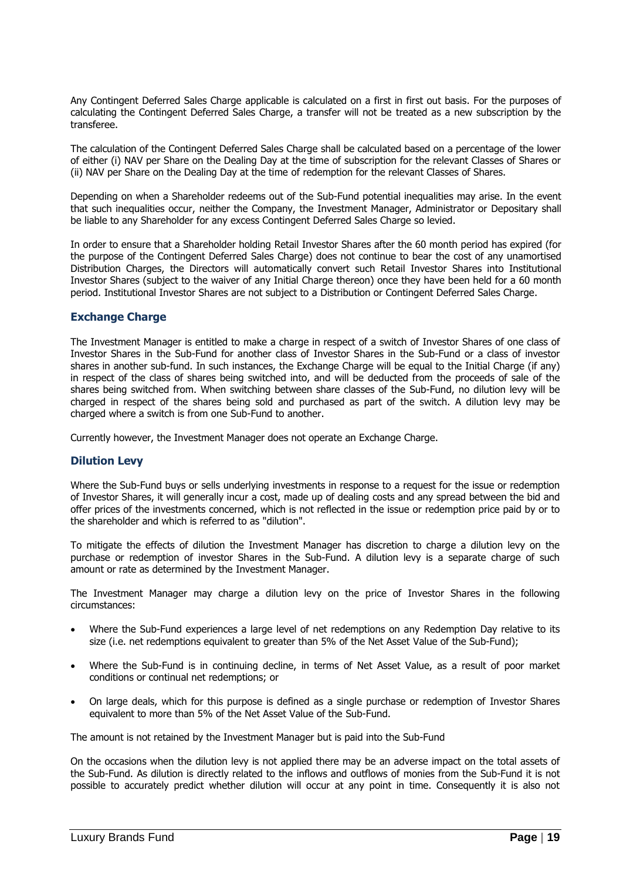Any Contingent Deferred Sales Charge applicable is calculated on a first in first out basis. For the purposes of calculating the Contingent Deferred Sales Charge, a transfer will not be treated as a new subscription by the transferee.

The calculation of the Contingent Deferred Sales Charge shall be calculated based on a percentage of the lower of either (i) NAV per Share on the Dealing Day at the time of subscription for the relevant Classes of Shares or (ii) NAV per Share on the Dealing Day at the time of redemption for the relevant Classes of Shares.

Depending on when a Shareholder redeems out of the Sub-Fund potential inequalities may arise. In the event that such inequalities occur, neither the Company, the Investment Manager, Administrator or Depositary shall be liable to any Shareholder for any excess Contingent Deferred Sales Charge so levied.

In order to ensure that a Shareholder holding Retail Investor Shares after the 60 month period has expired (for the purpose of the Contingent Deferred Sales Charge) does not continue to bear the cost of any unamortised Distribution Charges, the Directors will automatically convert such Retail Investor Shares into Institutional Investor Shares (subject to the waiver of any Initial Charge thereon) once they have been held for a 60 month period. Institutional Investor Shares are not subject to a Distribution or Contingent Deferred Sales Charge.

## Exchange Charge

The Investment Manager is entitled to make a charge in respect of a switch of Investor Shares of one class of Investor Shares in the Sub-Fund for another class of Investor Shares in the Sub-Fund or a class of investor shares in another sub-fund. In such instances, the Exchange Charge will be equal to the Initial Charge (if any) in respect of the class of shares being switched into, and will be deducted from the proceeds of sale of the shares being switched from. When switching between share classes of the Sub-Fund, no dilution levy will be charged in respect of the shares being sold and purchased as part of the switch. A dilution levy may be charged where a switch is from one Sub-Fund to another.

Currently however, the Investment Manager does not operate an Exchange Charge.

## Dilution Levy

Where the Sub-Fund buys or sells underlying investments in response to a request for the issue or redemption of Investor Shares, it will generally incur a cost, made up of dealing costs and any spread between the bid and offer prices of the investments concerned, which is not reflected in the issue or redemption price paid by or to the shareholder and which is referred to as "dilution".

To mitigate the effects of dilution the Investment Manager has discretion to charge a dilution levy on the purchase or redemption of investor Shares in the Sub-Fund. A dilution levy is a separate charge of such amount or rate as determined by the Investment Manager.

The Investment Manager may charge a dilution levy on the price of Investor Shares in the following circumstances:

- Where the Sub-Fund experiences a large level of net redemptions on any Redemption Day relative to its size (i.e. net redemptions equivalent to greater than 5% of the Net Asset Value of the Sub-Fund);
- Where the Sub-Fund is in continuing decline, in terms of Net Asset Value, as a result of poor market conditions or continual net redemptions; or
- On large deals, which for this purpose is defined as a single purchase or redemption of Investor Shares equivalent to more than 5% of the Net Asset Value of the Sub-Fund.

The amount is not retained by the Investment Manager but is paid into the Sub-Fund

On the occasions when the dilution levy is not applied there may be an adverse impact on the total assets of the Sub-Fund. As dilution is directly related to the inflows and outflows of monies from the Sub-Fund it is not possible to accurately predict whether dilution will occur at any point in time. Consequently it is also not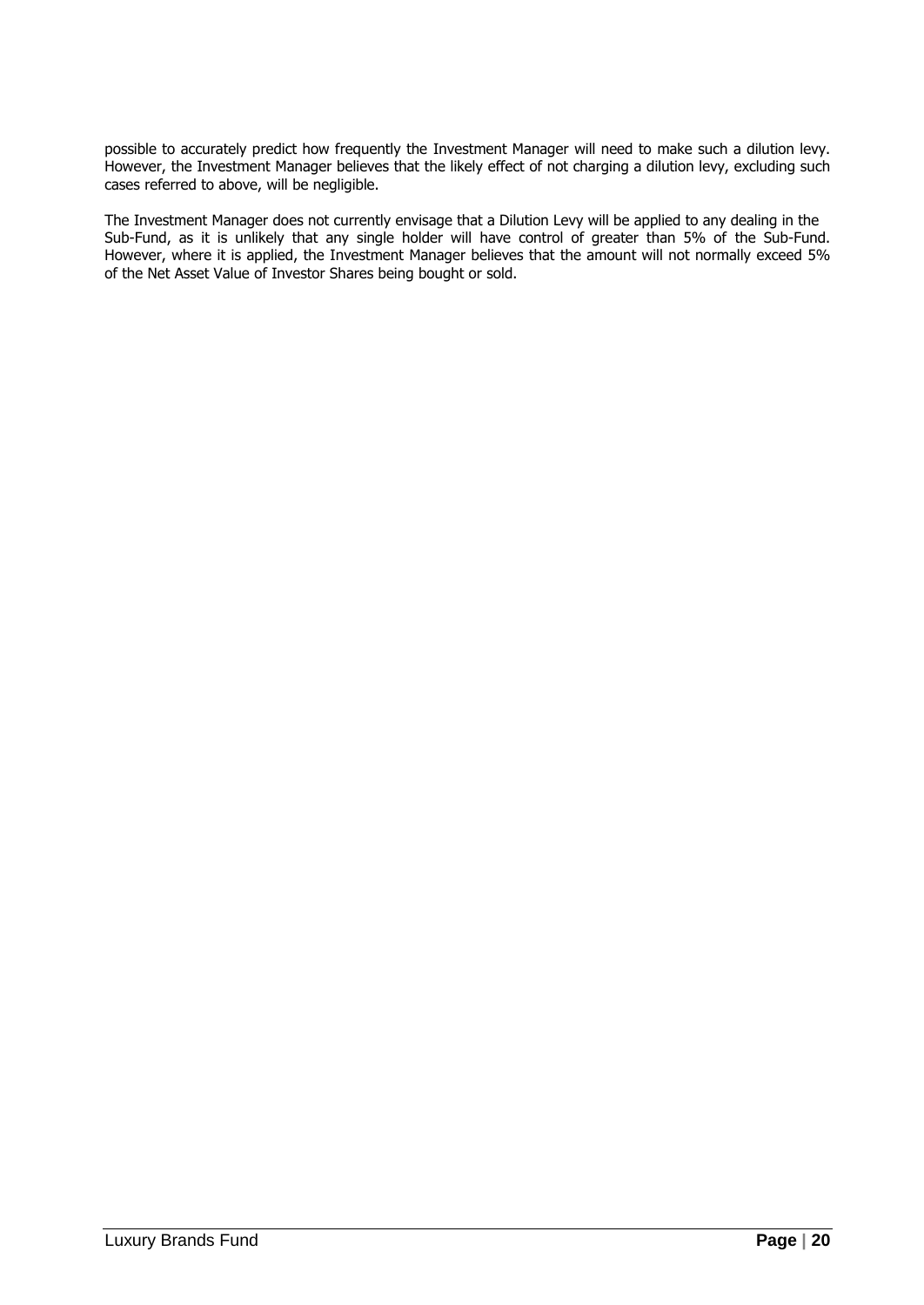possible to accurately predict how frequently the Investment Manager will need to make such a dilution levy. However, the Investment Manager believes that the likely effect of not charging a dilution levy, excluding such cases referred to above, will be negligible.

The Investment Manager does not currently envisage that a Dilution Levy will be applied to any dealing in the Sub-Fund, as it is unlikely that any single holder will have control of greater than 5% of the Sub-Fund. However, where it is applied, the Investment Manager believes that the amount will not normally exceed 5% of the Net Asset Value of Investor Shares being bought or sold.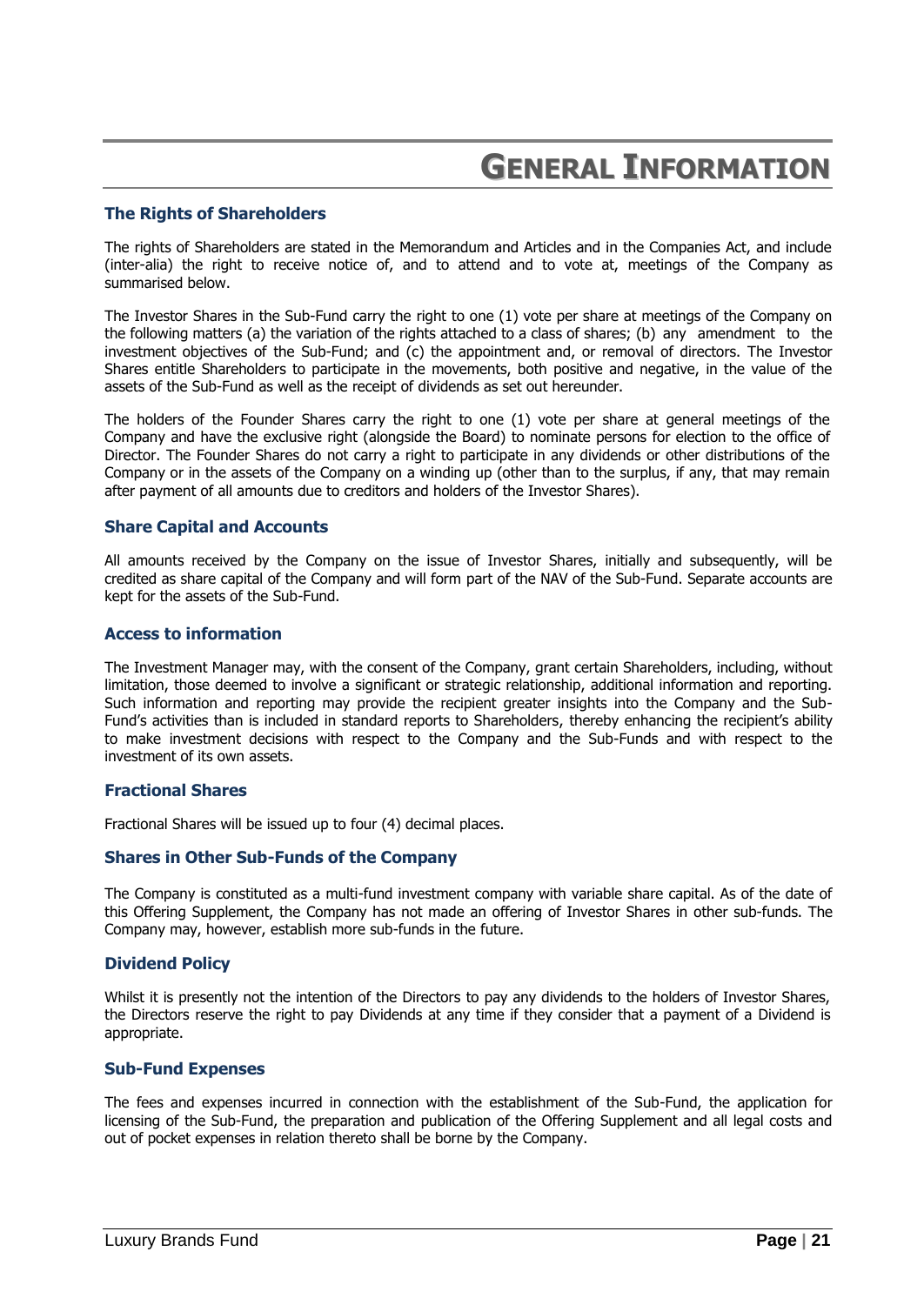# GENERAL INFORMATION

## The Rights of Shareholders

The rights of Shareholders are stated in the Memorandum and Articles and in the Companies Act, and include (inter-alia) the right to receive notice of, and to attend and to vote at, meetings of the Company as summarised below.

The Investor Shares in the Sub-Fund carry the right to one (1) vote per share at meetings of the Company on the following matters (a) the variation of the rights attached to a class of shares; (b) any amendment to the investment objectives of the Sub-Fund; and (c) the appointment and, or removal of directors. The Investor Shares entitle Shareholders to participate in the movements, both positive and negative, in the value of the assets of the Sub-Fund as well as the receipt of dividends as set out hereunder.

The holders of the Founder Shares carry the right to one (1) vote per share at general meetings of the Company and have the exclusive right (alongside the Board) to nominate persons for election to the office of Director. The Founder Shares do not carry a right to participate in any dividends or other distributions of the Company or in the assets of the Company on a winding up (other than to the surplus, if any, that may remain after payment of all amounts due to creditors and holders of the Investor Shares).

## Share Capital and Accounts

All amounts received by the Company on the issue of Investor Shares, initially and subsequently, will be credited as share capital of the Company and will form part of the NAV of the Sub-Fund. Separate accounts are kept for the assets of the Sub-Fund.

## Access to information

The Investment Manager may, with the consent of the Company, grant certain Shareholders, including, without limitation, those deemed to involve a significant or strategic relationship, additional information and reporting. Such information and reporting may provide the recipient greater insights into the Company and the Sub-Fund's activities than is included in standard reports to Shareholders, thereby enhancing the recipient's ability to make investment decisions with respect to the Company and the Sub-Funds and with respect to the investment of its own assets.

## Fractional Shares

Fractional Shares will be issued up to four (4) decimal places.

## Shares in Other Sub-Funds of the Company

The Company is constituted as a multi-fund investment company with variable share capital. As of the date of this Offering Supplement, the Company has not made an offering of Investor Shares in other sub-funds. The Company may, however, establish more sub-funds in the future.

## Dividend Policy

Whilst it is presently not the intention of the Directors to pay any dividends to the holders of Investor Shares, the Directors reserve the right to pay Dividends at any time if they consider that a payment of a Dividend is appropriate.

## Sub-Fund Expenses

The fees and expenses incurred in connection with the establishment of the Sub-Fund, the application for licensing of the Sub-Fund, the preparation and publication of the Offering Supplement and all legal costs and out of pocket expenses in relation thereto shall be borne by the Company.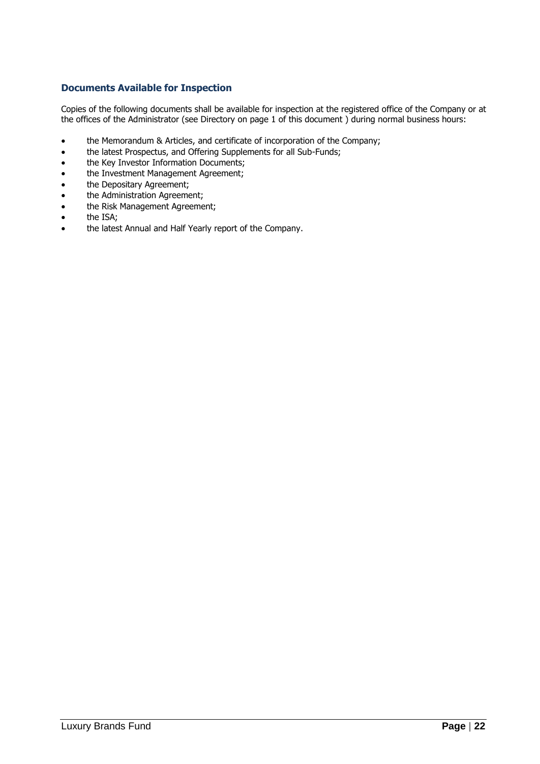### Documents Available for Inspection

Copies of the following documents shall be available for inspection at the registered office of the Company or at the offices of the Administrator (see Directory on page 1 of this document ) during normal business hours:

- the Memorandum & Articles, and certificate of incorporation of the Company;
- the latest Prospectus, and Offering Supplements for all Sub-Funds;
- the Key Investor Information Documents;
- the Investment Management Agreement;
- the Depositary Agreement;
- the Administration Agreement;
- the Risk Management Agreement;
- the ISA;
- the latest Annual and Half Yearly report of the Company.